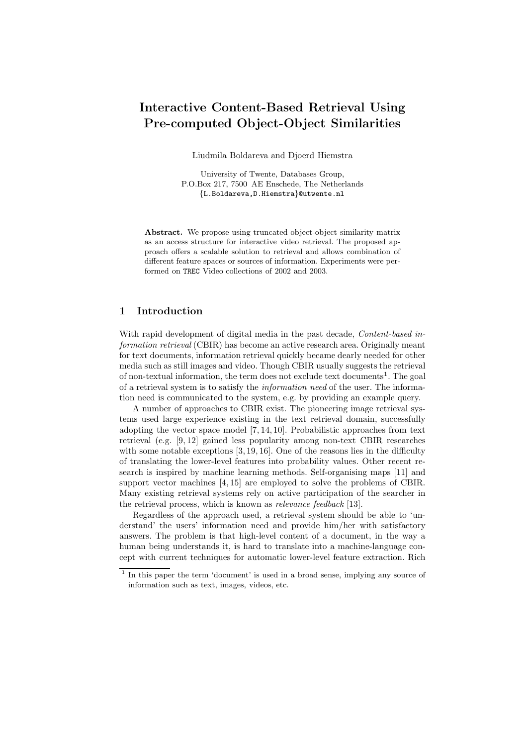# Interactive Content-Based Retrieval Using Pre-computed Object-Object Similarities

Liudmila Boldareva and Djoerd Hiemstra

University of Twente, Databases Group,
P.O.Box 217, 7500 AE Enschede, The Netherlands
{L.Boldareva,D.Hiemstra}@utwente.nl

**Abstract.** We propose using truncated object-object similarity matrix as an access structure for interactive video retrieval. The proposed approach offers a scalable solution to retrieval and allows combination of different feature spaces or sources of information. Experiments were performed on TREC Video collections of 2002 and 2003.

## 1 Introduction

With rapid development of digital media in the past decade, *Content-based information retrieval* (CBIR) has become an active research area. Originally meant for text documents, information retrieval quickly became dearly needed for other media such as still images and video. Though CBIR usually suggests the retrieval of non-textual information, the term does not exclude text documents[1]. The goal of a retrieval system is to satisfy the *information need* of the user. The information need is communicated to the system, e.g. by providing an example query.

A number of approaches to CBIR exist. The pioneering image retrieval systems used large experience existing in the text retrieval domain, successfully adopting the vector space model [7, 14, 10]. Probabilistic approaches from text retrieval (e.g. [9, 12] gained less popularity among non-text CBIR researches with some notable exceptions [3, 19, 16]. One of the reasons lies in the difficulty of translating the lower-level features into probability values. Other recent research is inspired by machine learning methods. Self-organising maps [11] and support vector machines [4, 15] are employed to solve the problems of CBIR. Many existing retrieval systems rely on active participation of the searcher in the retrieval process, which is known as *relevance feedback* [13].

Regardless of the approach used, a retrieval system should be able to 'understand' the users' information need and provide him/her with satisfactory answers. The problem is that high-level content of a document, in the way a human being understands it, is hard to translate into a machine-language concept with current techniques for automatic lower-level feature extraction. Rich

[1] In this paper the term 'document' is used in a broad sense, implying any source of information such as text, images, videos, etc.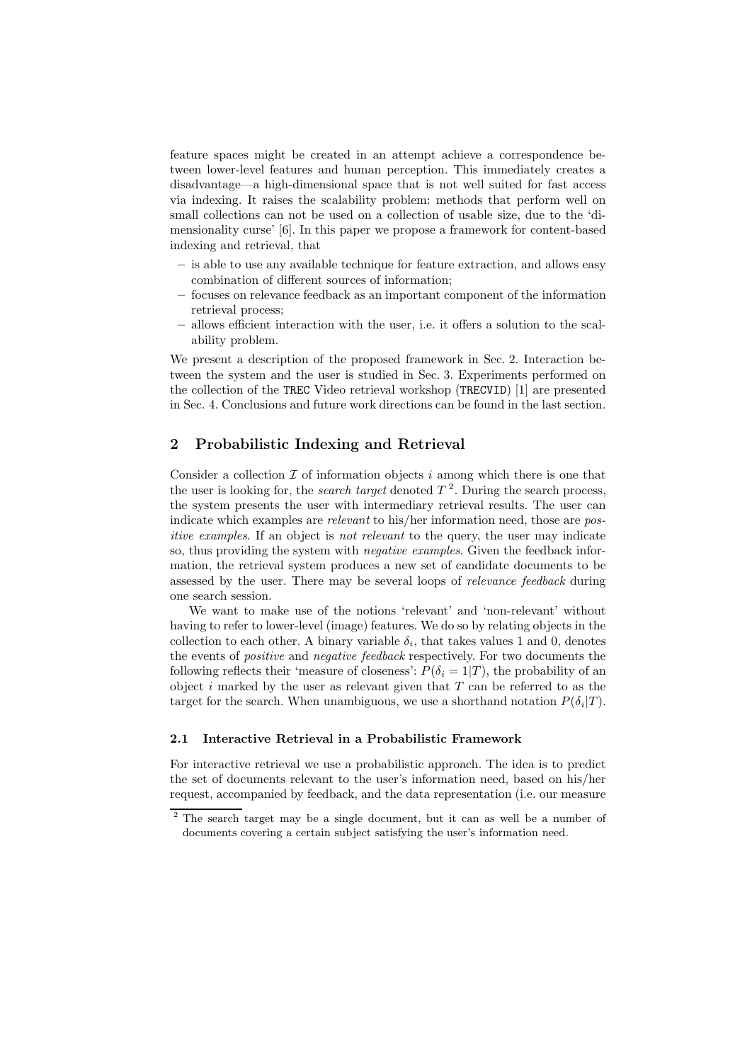feature spaces might be created in an attempt achieve a correspondence between lower-level features and human perception. This immediately creates a disadvantage—a high-dimensional space that is not well suited for fast access via indexing. It raises the scalability problem: methods that perform well on small collections can not be used on a collection of usable size, due to the 'dimensionality curse' [6]. In this paper we propose a framework for content-based indexing and retrieval, that

- is able to use any available technique for feature extraction, and allows easy combination of different sources of information;
- focuses on relevance feedback as an important component of the information retrieval process;
- allows efficient interaction with the user, i.e. it offers a solution to the scalability problem.

We present a description of the proposed framework in Sec. 2. Interaction between the system and the user is studied in Sec. 3. Experiments performed on the collection of the `TREC` Video retrieval workshop (`TRECVID`) [1] are presented in Sec. 4. Conclusions and future work directions can be found in the last section.

## 2 Probabilistic Indexing and Retrieval

Consider a collection $\mathcal{I}$ of information objects $i$ among which there is one that the user is looking for, the *search target* denoted $T$ [2]. During the search process, the system presents the user with intermediary retrieval results. The user can indicate which examples are *relevant* to his/her information need, those are *positive examples*. If an object is *not relevant* to the query, the user may indicate so, thus providing the system with *negative examples*. Given the feedback information, the retrieval system produces a new set of candidate documents to be assessed by the user. There may be several loops of *relevance feedback* during one search session.

We want to make use of the notions 'relevant' and 'non-relevant' without having to refer to lower-level (image) features. We do so by relating objects in the collection to each other. A binary variable $\delta_i$, that takes values 1 and 0, denotes the events of *positive* and *negative feedback* respectively. For two documents the following reflects their 'measure of closeness': $P(\delta_i = 1|T)$, the probability of an object $i$ marked by the user as relevant given that $T$ can be referred to as the target for the search. When unambiguous, we use a shorthand notation $P(\delta_i|T)$.

### 2.1 Interactive Retrieval in a Probabilistic Framework

For interactive retrieval we use a probabilistic approach. The idea is to predict the set of documents relevant to the user's information need, based on his/her request, accompanied by feedback, and the data representation (i.e. our measure

[2] The search target may be a single document, but it can as well be a number of documents covering a certain subject satisfying the user's information need.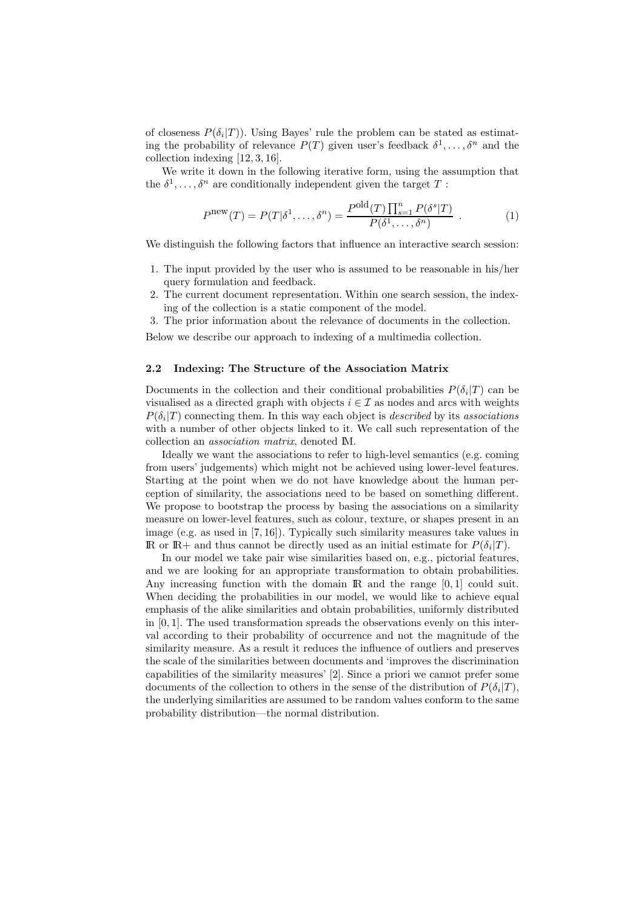of closeness $P(\delta_i|T)$). Using Bayes' rule the problem can be stated as estimating the probability of relevance $P(T)$ given user's feedback $\delta^1, \ldots, \delta^n$ and the collection indexing [12, 3, 16].

We write it down in the following iterative form, using the assumption that the $\delta^1, \ldots, \delta^n$ are conditionally independent given the target $T$ :

$$P^{\text{new}}(T) = P(T|\delta^1, \ldots, \delta^n) = \frac{P^{\text{old}}(T) \prod_{s=1}^{n} P(\delta^s|T)}{P(\delta^1, \ldots, \delta^n)} \ . \tag{1}$$

We distinguish the following factors that influence an interactive search session:

1. The input provided by the user who is assumed to be reasonable in his/her query formulation and feedback.
2. The current document representation. Within one search session, the indexing of the collection is a static component of the model.
3. The prior information about the relevance of documents in the collection.

Below we describe our approach to indexing of a multimedia collection.

### 2.2 Indexing: The Structure of the Association Matrix

Documents in the collection and their conditional probabilities $P(\delta_i|T)$ can be visualised as a directed graph with objects $i \in \mathcal{I}$ as nodes and arcs with weights $P(\delta_i|T)$ connecting them. In this way each object is *described* by its *associations* with a number of other objects linked to it. We call such representation of the collection an *association matrix*, denoted $\mathbb{M}$.

Ideally we want the associations to refer to high-level semantics (e.g. coming from users' judgements) which might not be achieved using lower-level features. Starting at the point when we do not have knowledge about the human perception of similarity, the associations need to be based on something different. We propose to bootstrap the process by basing the associations on a similarity measure on lower-level features, such as colour, texture, or shapes present in an image (e.g. as used in [7, 16]). Typically such similarity measures take values in $\mathbb{R}$ or $\mathbb{R}+$ and thus cannot be directly used as an initial estimate for $P(\delta_i|T)$.

In our model we take pair wise similarities based on, e.g., pictorial features, and we are looking for an appropriate transformation to obtain probabilities. Any increasing function with the domain $\mathbb{R}$ and the range $[0, 1]$ could suit. When deciding the probabilities in our model, we would like to achieve equal emphasis of the alike similarities and obtain probabilities, uniformly distributed in $[0, 1]$. The used transformation spreads the observations evenly on this interval according to their probability of occurrence and not the magnitude of the similarity measure. As a result it reduces the influence of outliers and preserves the scale of the similarities between documents and 'improves the discrimination capabilities of the similarity measures' [2]. Since a priori we cannot prefer some documents of the collection to others in the sense of the distribution of $P(\delta_i|T)$, the underlying similarities are assumed to be random values conform to the same probability distribution—the normal distribution.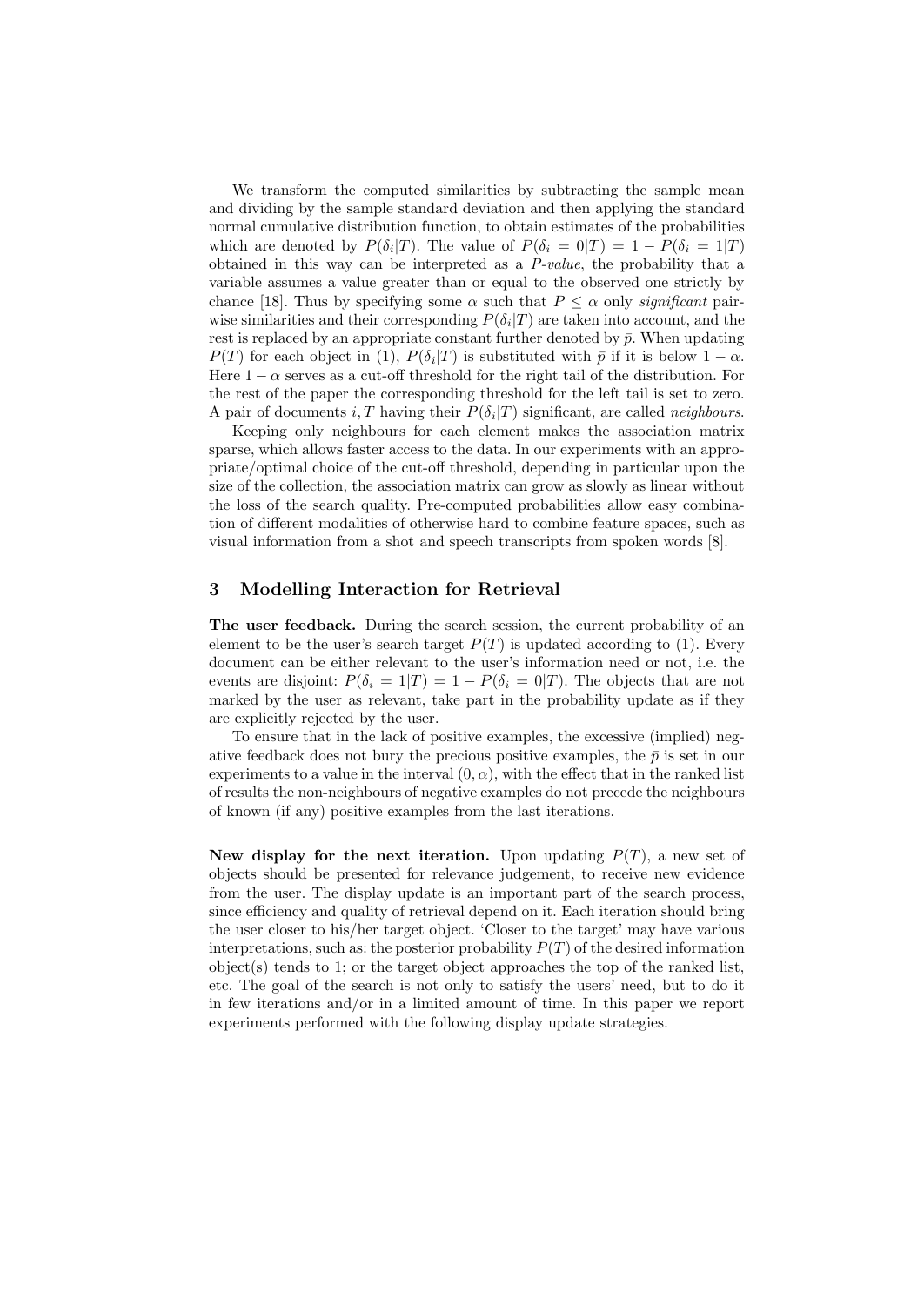We transform the computed similarities by subtracting the sample mean and dividing by the sample standard deviation and then applying the standard normal cumulative distribution function, to obtain estimates of the probabilities which are denoted by $P(\delta_i|T)$. The value of $P(\delta_i = 0|T) = 1 - P(\delta_i = 1|T)$ obtained in this way can be interpreted as a *P-value*, the probability that a variable assumes a value greater than or equal to the observed one strictly by chance [18]. Thus by specifying some $\alpha$ such that $P \leq \alpha$ only *significant* pair-wise similarities and their corresponding $P(\delta_i|T)$ are taken into account, and the rest is replaced by an appropriate constant further denoted by $\bar{p}$. When updating $P(T)$ for each object in (1), $P(\delta_i|T)$ is substituted with $\bar{p}$ if it is below $1 - \alpha$. Here $1 - \alpha$ serves as a cut-off threshold for the right tail of the distribution. For the rest of the paper the corresponding threshold for the left tail is set to zero. A pair of documents $i, T$ having their $P(\delta_i|T)$ significant, are called *neighbours*.

Keeping only neighbours for each element makes the association matrix sparse, which allows faster access to the data. In our experiments with an appropriate/optimal choice of the cut-off threshold, depending in particular upon the size of the collection, the association matrix can grow as slowly as linear without the loss of the search quality. Pre-computed probabilities allow easy combination of different modalities of otherwise hard to combine feature spaces, such as visual information from a shot and speech transcripts from spoken words [8].

## 3 Modelling Interaction for Retrieval

**The user feedback.** During the search session, the current probability of an element to be the user's search target $P(T)$ is updated according to (1). Every document can be either relevant to the user's information need or not, i.e. the events are disjoint: $P(\delta_i = 1|T) = 1 - P(\delta_i = 0|T)$. The objects that are not marked by the user as relevant, take part in the probability update as if they are explicitly rejected by the user.

To ensure that in the lack of positive examples, the excessive (implied) negative feedback does not bury the precious positive examples, the $\bar{p}$ is set in our experiments to a value in the interval $(0, \alpha)$, with the effect that in the ranked list of results the non-neighbours of negative examples do not precede the neighbours of known (if any) positive examples from the last iterations.

**New display for the next iteration.** Upon updating $P(T)$, a new set of objects should be presented for relevance judgement, to receive new evidence from the user. The display update is an important part of the search process, since efficiency and quality of retrieval depend on it. Each iteration should bring the user closer to his/her target object. 'Closer to the target' may have various interpretations, such as: the posterior probability $P(T)$ of the desired information object(s) tends to 1; or the target object approaches the top of the ranked list, etc. The goal of the search is not only to satisfy the users' need, but to do it in few iterations and/or in a limited amount of time. In this paper we report experiments performed with the following display update strategies.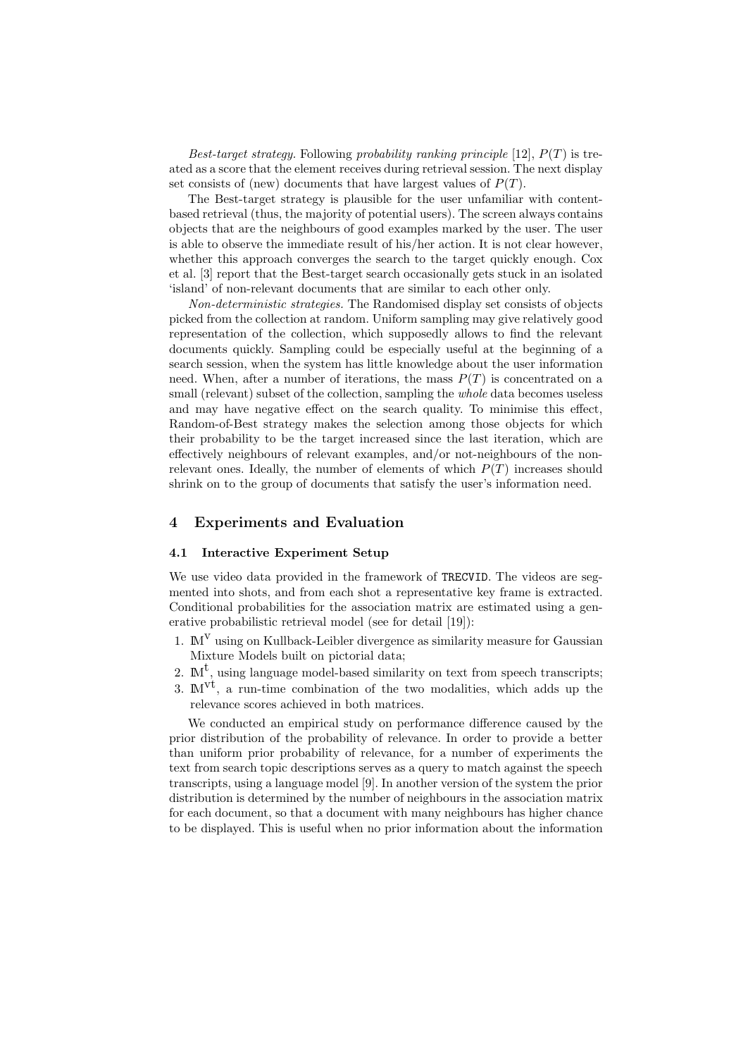*Best-target strategy.* Following *probability ranking principle* [12], $P(T)$ is treated as a score that the element receives during retrieval session. The next display set consists of (new) documents that have largest values of $P(T)$.

The Best-target strategy is plausible for the user unfamiliar with content-based retrieval (thus, the majority of potential users). The screen always contains objects that are the neighbours of good examples marked by the user. The user is able to observe the immediate result of his/her action. It is not clear however, whether this approach converges the search to the target quickly enough. Cox et al. [3] report that the Best-target search occasionally gets stuck in an isolated 'island' of non-relevant documents that are similar to each other only.

*Non-deterministic strategies.* The Randomised display set consists of objects picked from the collection at random. Uniform sampling may give relatively good representation of the collection, which supposedly allows to find the relevant documents quickly. Sampling could be especially useful at the beginning of a search session, when the system has little knowledge about the user information need. When, after a number of iterations, the mass $P(T)$ is concentrated on a small (relevant) subset of the collection, sampling the *whole* data becomes useless and may have negative effect on the search quality. To minimise this effect, Random-of-Best strategy makes the selection among those objects for which their probability to be the target increased since the last iteration, which are effectively neighbours of relevant examples, and/or not-neighbours of the non-relevant ones. Ideally, the number of elements of which $P(T)$ increases should shrink on to the group of documents that satisfy the user's information need.

## 4 Experiments and Evaluation

### 4.1 Interactive Experiment Setup

We use video data provided in the framework of TRECVID. The videos are segmented into shots, and from each shot a representative key frame is extracted. Conditional probabilities for the association matrix are estimated using a generative probabilistic retrieval model (see for detail [19]):

1. $\mathbb{M}^{\text{v}}$ using on Kullback-Leibler divergence as similarity measure for Gaussian Mixture Models built on pictorial data;
2. $\mathbb{M}^{\text{t}}$, using language model-based similarity on text from speech transcripts;
3. $\mathbb{M}^{\text{vt}}$, a run-time combination of the two modalities, which adds up the relevance scores achieved in both matrices.

We conducted an empirical study on performance difference caused by the prior distribution of the probability of relevance. In order to provide a better than uniform prior probability of relevance, for a number of experiments the text from search topic descriptions serves as a query to match against the speech transcripts, using a language model [9]. In another version of the system the prior distribution is determined by the number of neighbours in the association matrix for each document, so that a document with many neighbours has higher chance to be displayed. This is useful when no prior information about the information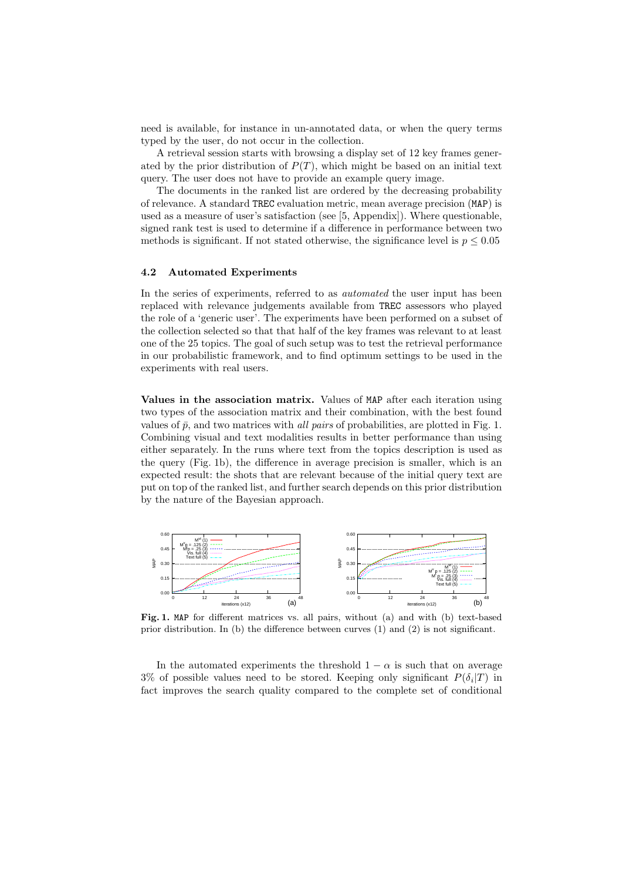need is available, for instance in un-annotated data, or when the query terms typed by the user, do not occur in the collection.

A retrieval session starts with browsing a display set of 12 key frames generated by the prior distribution of $P(T)$, which might be based on an initial text query. The user does not have to provide an example query image.

The documents in the ranked list are ordered by the decreasing probability of relevance. A standard TREC evaluation metric, mean average precision (MAP) is used as a measure of user's satisfaction (see [5, Appendix]). Where questionable, signed rank test is used to determine if a difference in performance between two methods is significant. If not stated otherwise, the significance level is $p \leq 0.05$

### 4.2 Automated Experiments

In the series of experiments, referred to as *automated* the user input has been replaced with relevance judgements available from TREC assessors who played the role of a 'generic user'. The experiments have been performed on a subset of the collection selected so that that half of the key frames was relevant to at least one of the 25 topics. The goal of such setup was to test the retrieval performance in our probabilistic framework, and to find optimum settings to be used in the experiments with real users.

**Values in the association matrix.** Values of MAP after each iteration using two types of the association matrix and their combination, with the best found values of $\bar{p}$, and two matrices with *all pairs* of probabilities, are plotted in Fig. 1. Combining visual and text modalities results in better performance than using either separately. In the runs where text from the topics description is used as the query (Fig. 1b), the difference in average precision is smaller, which is an expected result: the shots that are relevant because of the initial query text are put on top of the ranked list, and further search depends on this prior distribution by the nature of the Bayesian approach.

**Fig. 1.** MAP for different matrices vs. all pairs, without (a) and with (b) text-based prior distribution. In (b) the difference between curves (1) and (2) is not significant.

In the automated experiments the threshold $1 - \alpha$ is such that on average 3% of possible values need to be stored. Keeping only significant $P(\delta_i|T)$ in fact improves the search quality compared to the complete set of conditional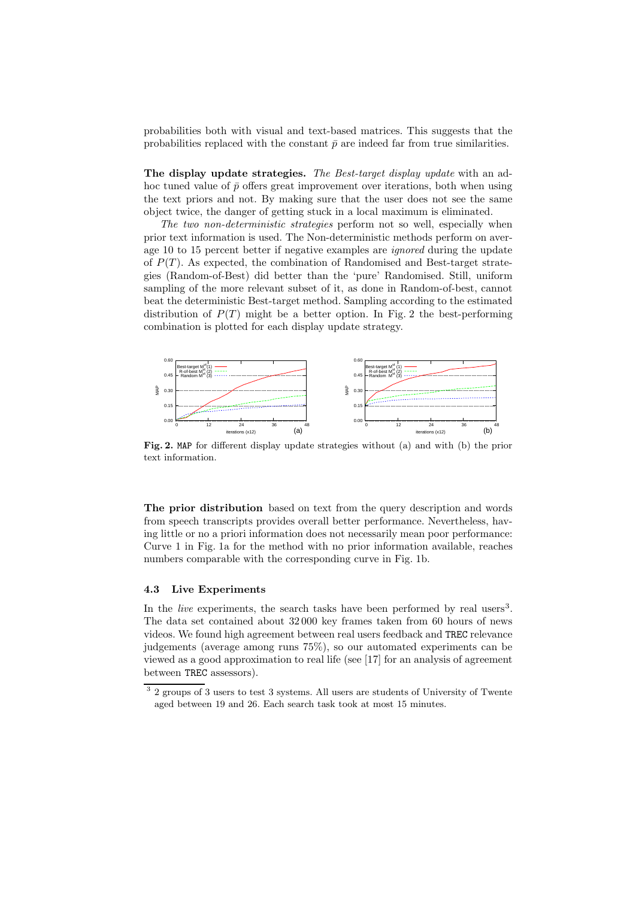probabilities both with visual and text-based matrices. This suggests that the probabilities replaced with the constant $\bar{p}$ are indeed far from true similarities.

**The display update strategies.** *The Best-target display update* with an ad-hoc tuned value of $\bar{p}$ offers great improvement over iterations, both when using the text priors and not. By making sure that the user does not see the same object twice, the danger of getting stuck in a local maximum is eliminated.

*The two non-deterministic strategies* perform not so well, especially when prior text information is used. The Non-deterministic methods perform on average 10 to 15 percent better if negative examples are *ignored* during the update of $P(T)$. As expected, the combination of Randomised and Best-target strategies (Random-of-Best) did better than the 'pure' Randomised. Still, uniform sampling of the more relevant subset of it, as done in Random-of-best, cannot beat the deterministic Best-target method. Sampling according to the estimated distribution of $P(T)$ might be a better option. In Fig. 2 the best-performing combination is plotted for each display update strategy.

**Fig. 2.** MAP for different display update strategies without (a) and with (b) the prior text information.

**The prior distribution** based on text from the query description and words from speech transcripts provides overall better performance. Nevertheless, having little or no a priori information does not necessarily mean poor performance: Curve 1 in Fig. 1a for the method with no prior information available, reaches numbers comparable with the corresponding curve in Fig. 1b.

### 4.3 Live Experiments

In the *live* experiments, the search tasks have been performed by real users[3]. The data set contained about 32 000 key frames taken from 60 hours of news videos. We found high agreement between real users feedback and TREC relevance judgements (average among runs 75%), so our automated experiments can be viewed as a good approximation to real life (see [17] for an analysis of agreement between TREC assessors).

[3] 2 groups of 3 users to test 3 systems. All users are students of University of Twente aged between 19 and 26. Each search task took at most 15 minutes.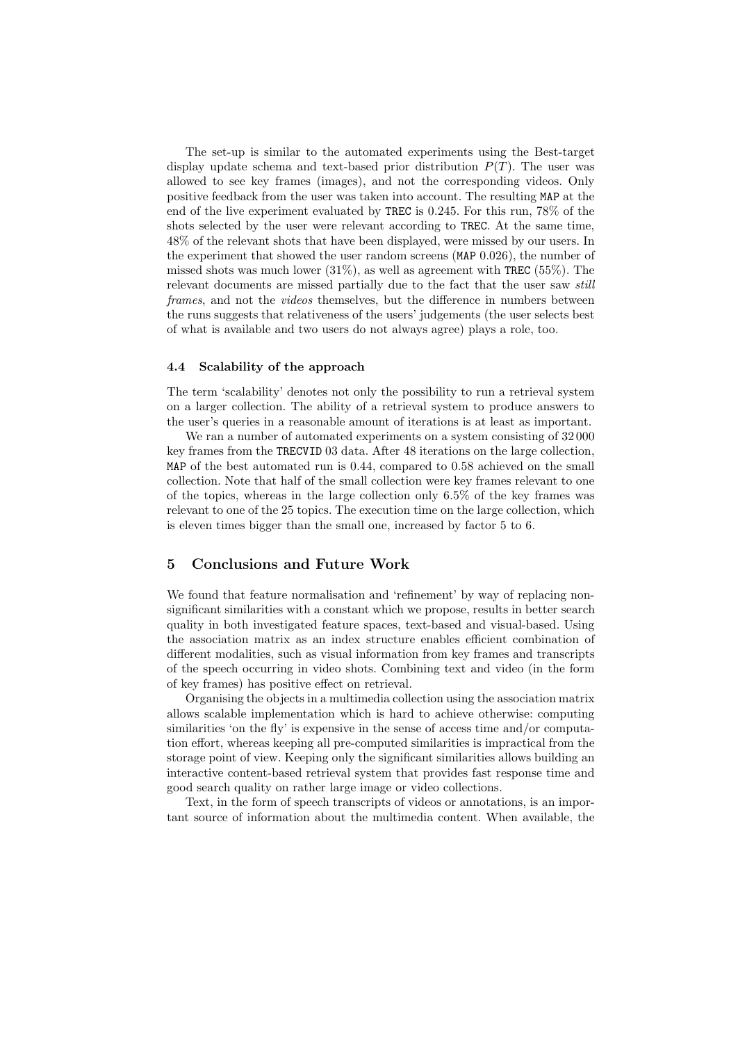The set-up is similar to the automated experiments using the Best-target display update schema and text-based prior distribution $P(T)$. The user was allowed to see key frames (images), and not the corresponding videos. Only positive feedback from the user was taken into account. The resulting MAP at the end of the live experiment evaluated by TREC is 0.245. For this run, 78% of the shots selected by the user were relevant according to TREC. At the same time, 48% of the relevant shots that have been displayed, were missed by our users. In the experiment that showed the user random screens (MAP 0.026), the number of missed shots was much lower (31%), as well as agreement with TREC (55%). The relevant documents are missed partially due to the fact that the user saw *still frames*, and not the *videos* themselves, but the difference in numbers between the runs suggests that relativeness of the users' judgements (the user selects best of what is available and two users do not always agree) plays a role, too.

### 4.4 Scalability of the approach

The term 'scalability' denotes not only the possibility to run a retrieval system on a larger collection. The ability of a retrieval system to produce answers to the user's queries in a reasonable amount of iterations is at least as important.

We ran a number of automated experiments on a system consisting of 32 000 key frames from the TRECVID 03 data. After 48 iterations on the large collection, MAP of the best automated run is 0.44, compared to 0.58 achieved on the small collection. Note that half of the small collection were key frames relevant to one of the topics, whereas in the large collection only 6.5% of the key frames was relevant to one of the 25 topics. The execution time on the large collection, which is eleven times bigger than the small one, increased by factor 5 to 6.

## 5 Conclusions and Future Work

We found that feature normalisation and 'refinement' by way of replacing non-significant similarities with a constant which we propose, results in better search quality in both investigated feature spaces, text-based and visual-based. Using the association matrix as an index structure enables efficient combination of different modalities, such as visual information from key frames and transcripts of the speech occurring in video shots. Combining text and video (in the form of key frames) has positive effect on retrieval.

Organising the objects in a multimedia collection using the association matrix allows scalable implementation which is hard to achieve otherwise: computing similarities 'on the fly' is expensive in the sense of access time and/or computation effort, whereas keeping all pre-computed similarities is impractical from the storage point of view. Keeping only the significant similarities allows building an interactive content-based retrieval system that provides fast response time and good search quality on rather large image or video collections.

Text, in the form of speech transcripts of videos or annotations, is an important source of information about the multimedia content. When available, the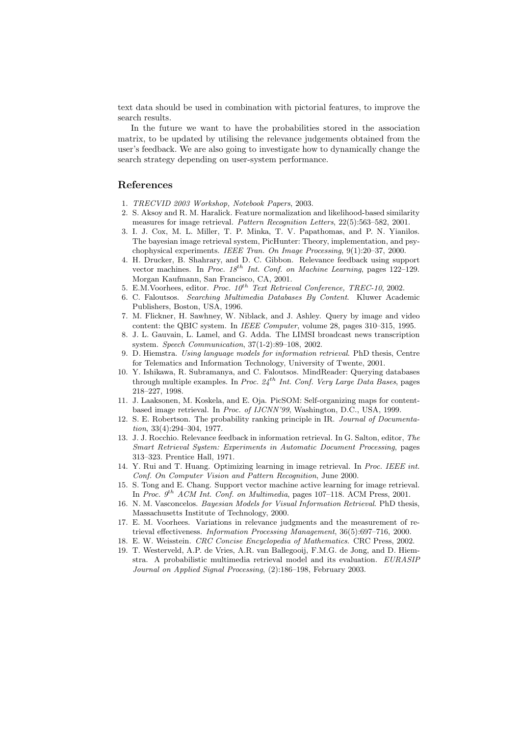text data should be used in combination with pictorial features, to improve the search results.

In the future we want to have the probabilities stored in the association matrix, to be updated by utilising the relevance judgements obtained from the user's feedback. We are also going to investigate how to dynamically change the search strategy depending on user-system performance.

## References

1. *TRECVID 2003 Workshop, Notebook Papers*, 2003.
2. S. Aksoy and R. M. Haralick. Feature normalization and likelihood-based similarity measures for image retrieval. *Pattern Recognition Letters*, 22(5):563–582, 2001.
3. I. J. Cox, M. L. Miller, T. P. Minka, T. V. Papathomas, and P. N. Yianilos. The bayesian image retrieval system, PicHunter: Theory, implementation, and psychophysical experiments. *IEEE Tran. On Image Processing*, 9(1):20–37, 2000.
4. H. Drucker, B. Shahrary, and D. C. Gibbon. Relevance feedback using support vector machines. In *Proc. 18$^{th}$ Int. Conf. on Machine Learning*, pages 122–129. Morgan Kaufmann, San Francisco, CA, 2001.
5. E.M.Voorhees, editor. *Proc. 10$^{th}$ Text Retrieval Conference, TREC-10*, 2002.
6. C. Faloutsos. *Searching Multimedia Databases By Content*. Kluwer Academic Publishers, Boston, USA, 1996.
7. M. Flickner, H. Sawhney, W. Niblack, and J. Ashley. Query by image and video content: the QBIC system. In *IEEE Computer*, volume 28, pages 310–315, 1995.
8. J. L. Gauvain, L. Lamel, and G. Adda. The LIMSI broadcast news transcription system. *Speech Communication*, 37(1-2):89–108, 2002.
9. D. Hiemstra. *Using language models for information retrieval*. PhD thesis, Centre for Telematics and Information Technology, University of Twente, 2001.
10. Y. Ishikawa, R. Subramanya, and C. Faloutsos. MindReader: Querying databases through multiple examples. In *Proc. 24$^{th}$ Int. Conf. Very Large Data Bases*, pages 218–227, 1998.
11. J. Laaksonen, M. Koskela, and E. Oja. PicSOM: Self-organizing maps for content-based image retrieval. In *Proc. of IJCNN'99*, Washington, D.C., USA, 1999.
12. S. E. Robertson. The probability ranking principle in IR. *Journal of Documentation*, 33(4):294–304, 1977.
13. J. J. Rocchio. Relevance feedback in information retrieval. In G. Salton, editor, *The Smart Retrieval System: Experiments in Automatic Document Processing*, pages 313–323. Prentice Hall, 1971.
14. Y. Rui and T. Huang. Optimizing learning in image retrieval. In *Proc. IEEE int. Conf. On Computer Vision and Pattern Recognition*, June 2000.
15. S. Tong and E. Chang. Support vector machine active learning for image retrieval. In *Proc. 9$^{th}$ ACM Int. Conf. on Multimedia*, pages 107–118. ACM Press, 2001.
16. N. M. Vasconcelos. *Bayesian Models for Visual Information Retrieval*. PhD thesis, Massachusetts Institute of Technology, 2000.
17. E. M. Voorhees. Variations in relevance judgments and the measurement of retrieval effectiveness. *Information Processing Management*, 36(5):697–716, 2000.
18. E. W. Weisstein. *CRC Concise Encyclopedia of Mathematics*. CRC Press, 2002.
19. T. Westerveld, A.P. de Vries, A.R. van Ballegooij, F.M.G. de Jong, and D. Hiemstra. A probabilistic multimedia retrieval model and its evaluation. *EURASIP Journal on Applied Signal Processing*, (2):186–198, February 2003.